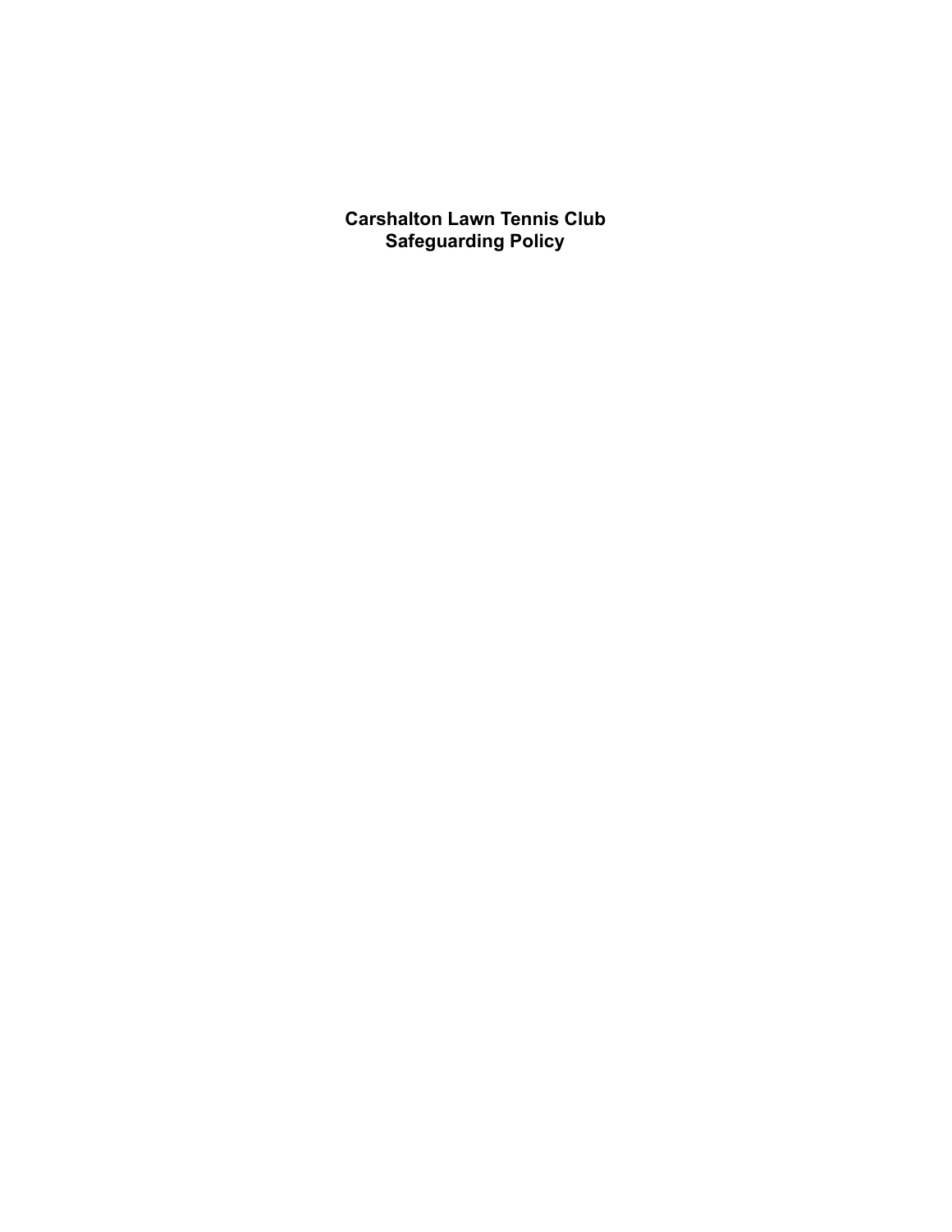# Carshalton Lawn Tennis Club
# Safeguarding Policy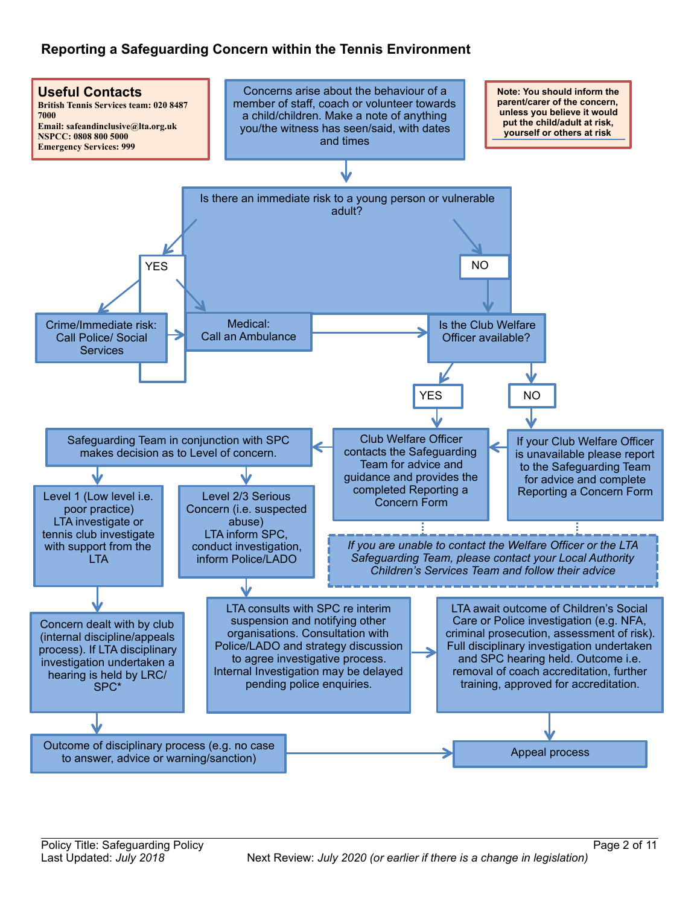## Reporting a Safeguarding Concern within the Tennis Environment

**Useful Contacts**

**British Tennis Services team: 020 8487 7000**
**Email: safeandinclusive@lta.org.uk**
**NSPCC: 0808 800 5000**
**Emergency Services: 999**

**Note: You should inform the parent/carer of the concern, unless you believe it would put the child/adult at risk, yourself or others at risk**

Concerns arise about the behaviour of a member of staff, coach or volunteer towards a child/children. Make a note of anything you/the witness has seen/said, with dates and times

Is there an immediate risk to a young person or vulnerable adult?

- **YES**
  - Crime/Immediate risk: Call Police/ Social Services
  - Medical: Call an Ambulance
- **NO**
  - Is the Club Welfare Officer available?
    - **YES**: Club Welfare Officer contacts the Safeguarding Team for advice and guidance and provides the completed Reporting a Concern Form
    - **NO**: If your Club Welfare Officer is unavailable please report to the Safeguarding Team for advice and complete Reporting a Concern Form

*If you are unable to contact the Welfare Officer or the LTA Safeguarding Team, please contact your Local Authority Children's Services Team and follow their advice*

Safeguarding Team in conjunction with SPC makes decision as to Level of concern.

- Level 1 (Low level i.e. poor practice) LTA investigate or tennis club investigate with support from the LTA
  - Concern dealt with by club (internal discipline/appeals process). If LTA disciplinary investigation undertaken a hearing is held by LRC/ SPC*
  - Outcome of disciplinary process (e.g. no case to answer, advice or warning/sanction)
  - Appeal process
- Level 2/3 Serious Concern (i.e. suspected abuse) LTA inform SPC, conduct investigation, inform Police/LADO
  - LTA consults with SPC re interim suspension and notifying other organisations. Consultation with Police/LADO and strategy discussion to agree investigative process. Internal Investigation may be delayed pending police enquiries.
  - LTA await outcome of Children's Social Care or Police investigation (e.g. NFA, criminal prosecution, assessment of risk). Full disciplinary investigation undertaken and SPC hearing held. Outcome i.e. removal of coach accreditation, further training, approved for accreditation.
  - Appeal process

Policy Title: Safeguarding Policy
Last Updated: *July 2018*
Next Review: *July 2020 (or earlier if there is a change in legislation)*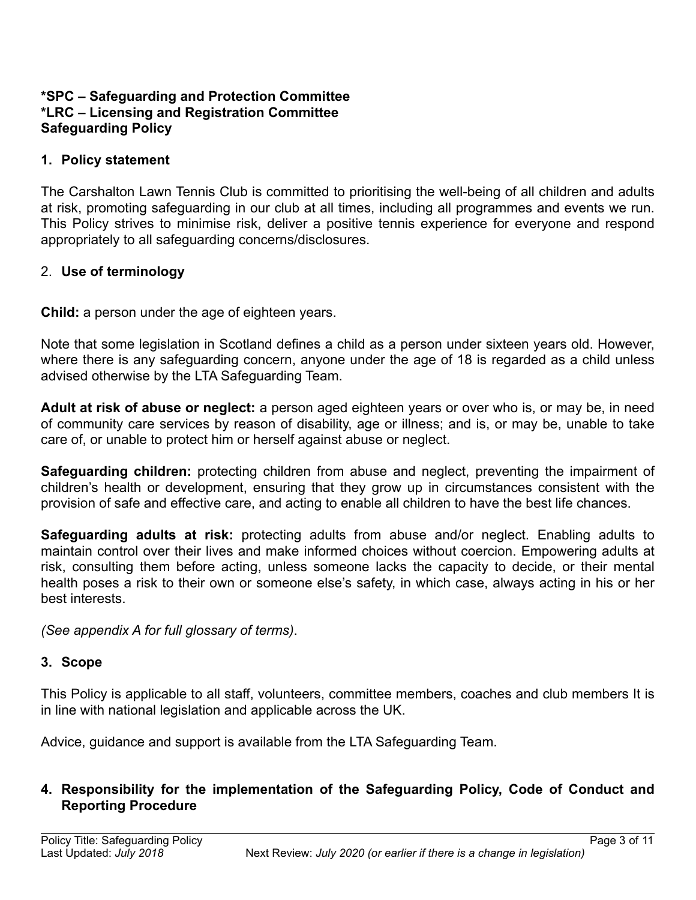**\*SPC – Safeguarding and Protection Committee**
**\*LRC – Licensing and Registration Committee**
**Safeguarding Policy**

## 1. Policy statement

The Carshalton Lawn Tennis Club is committed to prioritising the well-being of all children and adults at risk, promoting safeguarding in our club at all times, including all programmes and events we run. This Policy strives to minimise risk, deliver a positive tennis experience for everyone and respond appropriately to all safeguarding concerns/disclosures.

## 2. Use of terminology

**Child:** a person under the age of eighteen years.

Note that some legislation in Scotland defines a child as a person under sixteen years old. However, where there is any safeguarding concern, anyone under the age of 18 is regarded as a child unless advised otherwise by the LTA Safeguarding Team.

**Adult at risk of abuse or neglect:** a person aged eighteen years or over who is, or may be, in need of community care services by reason of disability, age or illness; and is, or may be, unable to take care of, or unable to protect him or herself against abuse or neglect.

**Safeguarding children:** protecting children from abuse and neglect, preventing the impairment of children's health or development, ensuring that they grow up in circumstances consistent with the provision of safe and effective care, and acting to enable all children to have the best life chances.

**Safeguarding adults at risk:** protecting adults from abuse and/or neglect. Enabling adults to maintain control over their lives and make informed choices without coercion. Empowering adults at risk, consulting them before acting, unless someone lacks the capacity to decide, or their mental health poses a risk to their own or someone else's safety, in which case, always acting in his or her best interests.

*(See appendix A for full glossary of terms)*.

## 3. Scope

This Policy is applicable to all staff, volunteers, committee members, coaches and club members It is in line with national legislation and applicable across the UK.

Advice, guidance and support is available from the LTA Safeguarding Team.

## 4. Responsibility for the implementation of the Safeguarding Policy, Code of Conduct and Reporting Procedure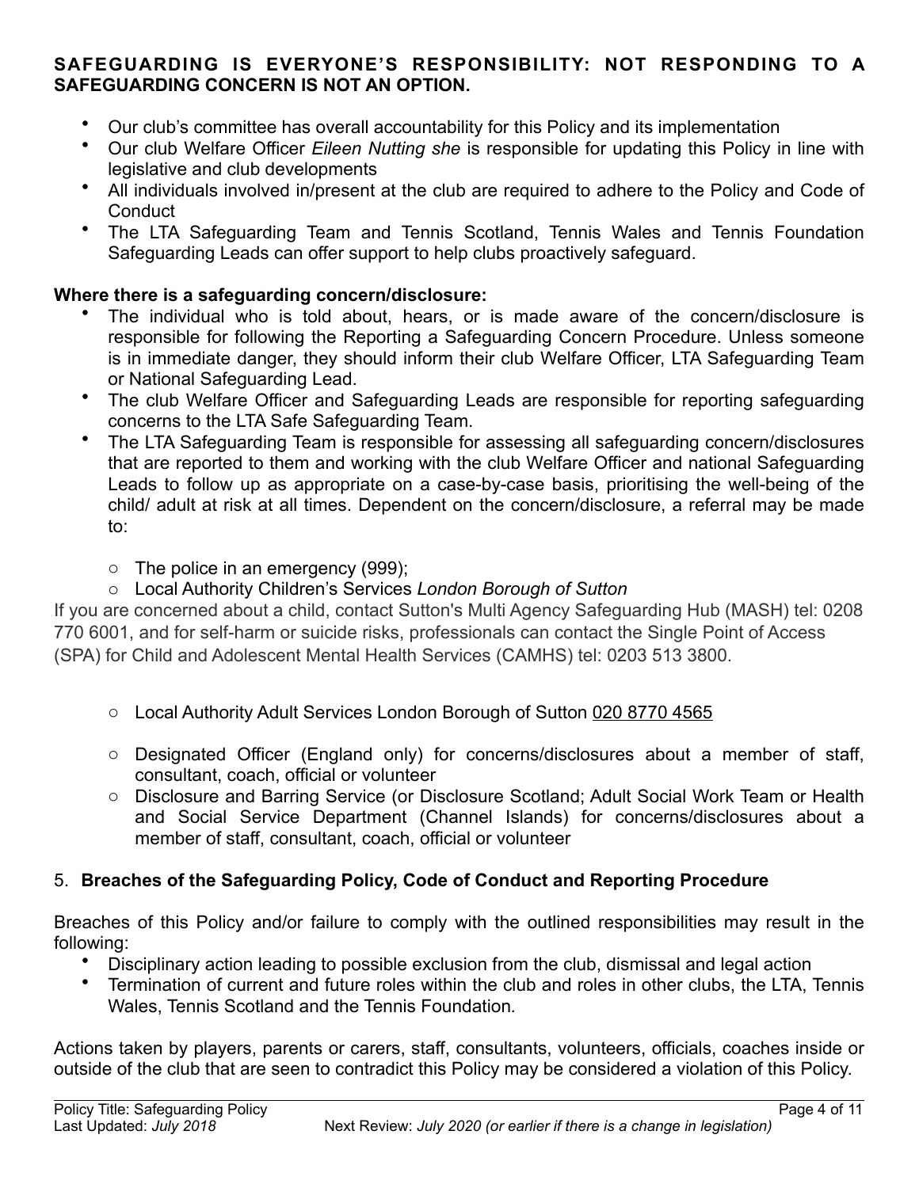**SAFEGUARDING IS EVERYONE'S RESPONSIBILITY: NOT RESPONDING TO A SAFEGUARDING CONCERN IS NOT AN OPTION.**

- Our club's committee has overall accountability for this Policy and its implementation
- Our club Welfare Officer *Eileen Nutting she* is responsible for updating this Policy in line with legislative and club developments
- All individuals involved in/present at the club are required to adhere to the Policy and Code of Conduct
- The LTA Safeguarding Team and Tennis Scotland, Tennis Wales and Tennis Foundation Safeguarding Leads can offer support to help clubs proactively safeguard.

**Where there is a safeguarding concern/disclosure:**

- The individual who is told about, hears, or is made aware of the concern/disclosure is responsible for following the Reporting a Safeguarding Concern Procedure. Unless someone is in immediate danger, they should inform their club Welfare Officer, LTA Safeguarding Team or National Safeguarding Lead.
- The club Welfare Officer and Safeguarding Leads are responsible for reporting safeguarding concerns to the LTA Safe Safeguarding Team.
- The LTA Safeguarding Team is responsible for assessing all safeguarding concern/disclosures that are reported to them and working with the club Welfare Officer and national Safeguarding Leads to follow up as appropriate on a case-by-case basis, prioritising the well-being of the child/ adult at risk at all times. Dependent on the concern/disclosure, a referral may be made to:
    - The police in an emergency (999);
    - Local Authority Children's Services *London Borough of Sutton*

If you are concerned about a child, contact Sutton's Multi Agency Safeguarding Hub (MASH) tel: 0208 770 6001, and for self-harm or suicide risks, professionals can contact the Single Point of Access (SPA) for Child and Adolescent Mental Health Services (CAMHS) tel: 0203 513 3800.

- Local Authority Adult Services London Borough of Sutton 020 8770 4565
- Designated Officer (England only) for concerns/disclosures about a member of staff, consultant, coach, official or volunteer
- Disclosure and Barring Service (or Disclosure Scotland; Adult Social Work Team or Health and Social Service Department (Channel Islands) for concerns/disclosures about a member of staff, consultant, coach, official or volunteer

## 5. Breaches of the Safeguarding Policy, Code of Conduct and Reporting Procedure

Breaches of this Policy and/or failure to comply with the outlined responsibilities may result in the following:

- Disciplinary action leading to possible exclusion from the club, dismissal and legal action
- Termination of current and future roles within the club and roles in other clubs, the LTA, Tennis Wales, Tennis Scotland and the Tennis Foundation.

Actions taken by players, parents or carers, staff, consultants, volunteers, officials, coaches inside or outside of the club that are seen to contradict this Policy may be considered a violation of this Policy.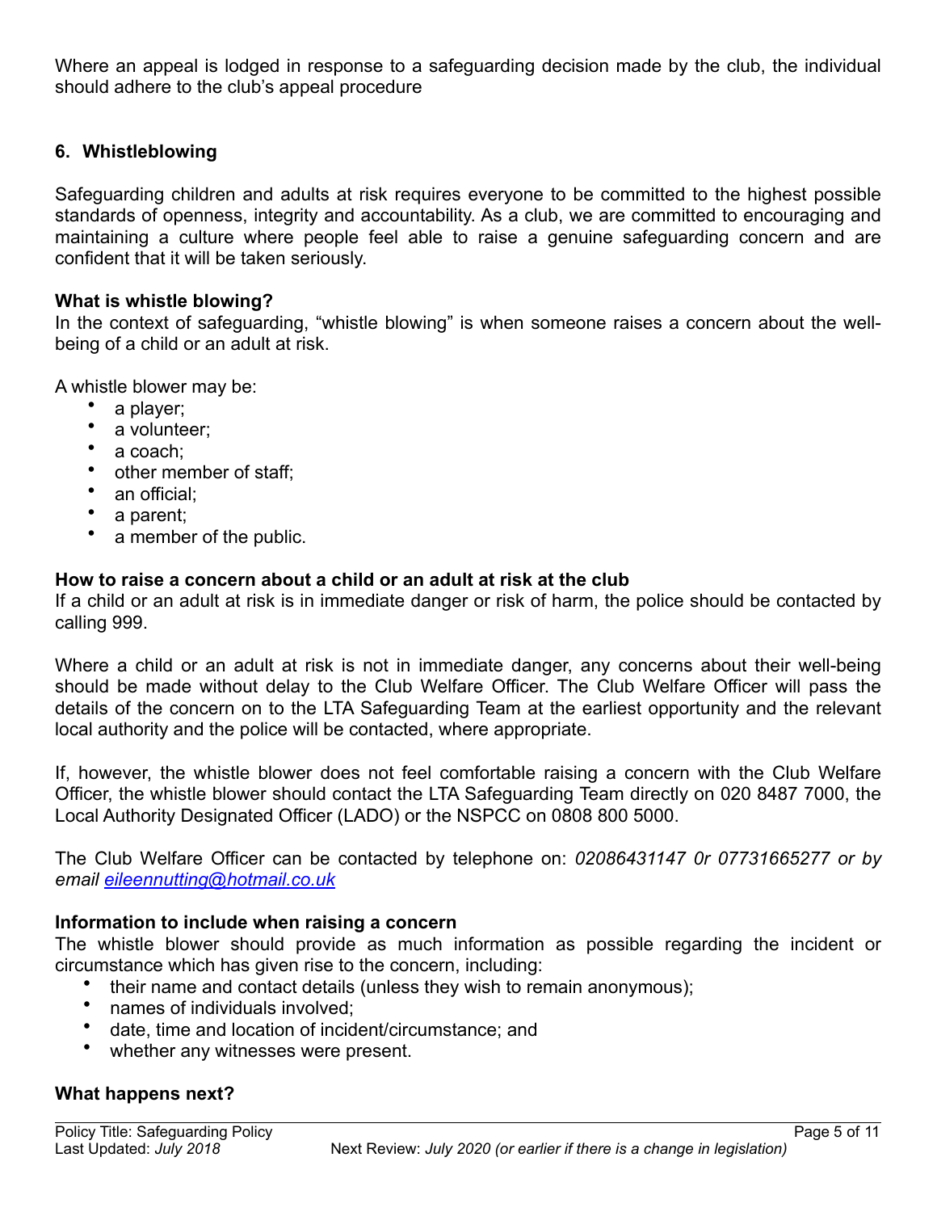Where an appeal is lodged in response to a safeguarding decision made by the club, the individual should adhere to the club's appeal procedure

## 6. Whistleblowing

Safeguarding children and adults at risk requires everyone to be committed to the highest possible standards of openness, integrity and accountability. As a club, we are committed to encouraging and maintaining a culture where people feel able to raise a genuine safeguarding concern and are confident that it will be taken seriously.

### What is whistle blowing?

In the context of safeguarding, "whistle blowing" is when someone raises a concern about the well-being of a child or an adult at risk.

A whistle blower may be:

- a player;
- a volunteer;
- a coach;
- other member of staff;
- an official;
- a parent;
- a member of the public.

### How to raise a concern about a child or an adult at risk at the club

If a child or an adult at risk is in immediate danger or risk of harm, the police should be contacted by calling 999.

Where a child or an adult at risk is not in immediate danger, any concerns about their well-being should be made without delay to the Club Welfare Officer. The Club Welfare Officer will pass the details of the concern on to the LTA Safeguarding Team at the earliest opportunity and the relevant local authority and the police will be contacted, where appropriate.

If, however, the whistle blower does not feel comfortable raising a concern with the Club Welfare Officer, the whistle blower should contact the LTA Safeguarding Team directly on 020 8487 7000, the Local Authority Designated Officer (LADO) or the NSPCC on 0808 800 5000.

The Club Welfare Officer can be contacted by telephone on: *02086431147 0r 07731665277 or by email [eileennutting@hotmail.co.uk](mailto:eileennutting@hotmail.co.uk)*

### Information to include when raising a concern

The whistle blower should provide as much information as possible regarding the incident or circumstance which has given rise to the concern, including:

- their name and contact details (unless they wish to remain anonymous);
- names of individuals involved;
- date, time and location of incident/circumstance; and
- whether any witnesses were present.

### What happens next?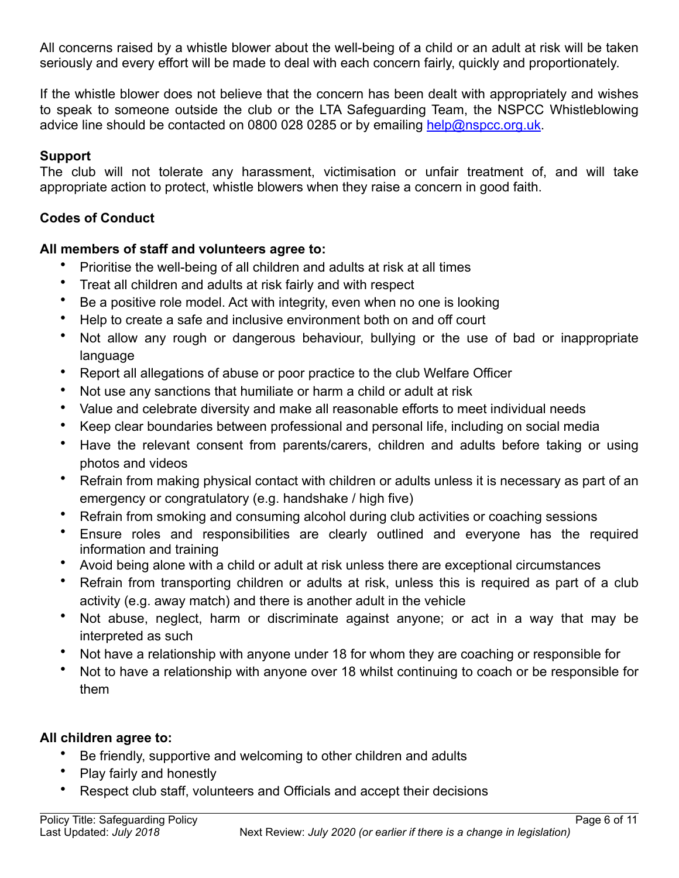All concerns raised by a whistle blower about the well-being of a child or an adult at risk will be taken seriously and every effort will be made to deal with each concern fairly, quickly and proportionately.

If the whistle blower does not believe that the concern has been dealt with appropriately and wishes to speak to someone outside the club or the LTA Safeguarding Team, the NSPCC Whistleblowing advice line should be contacted on 0800 028 0285 or by emailing help@nspcc.org.uk.

**Support**

The club will not tolerate any harassment, victimisation or unfair treatment of, and will take appropriate action to protect, whistle blowers when they raise a concern in good faith.

**Codes of Conduct**

**All members of staff and volunteers agree to:**

- Prioritise the well-being of all children and adults at risk at all times
- Treat all children and adults at risk fairly and with respect
- Be a positive role model. Act with integrity, even when no one is looking
- Help to create a safe and inclusive environment both on and off court
- Not allow any rough or dangerous behaviour, bullying or the use of bad or inappropriate language
- Report all allegations of abuse or poor practice to the club Welfare Officer
- Not use any sanctions that humiliate or harm a child or adult at risk
- Value and celebrate diversity and make all reasonable efforts to meet individual needs
- Keep clear boundaries between professional and personal life, including on social media
- Have the relevant consent from parents/carers, children and adults before taking or using photos and videos
- Refrain from making physical contact with children or adults unless it is necessary as part of an emergency or congratulatory (e.g. handshake / high five)
- Refrain from smoking and consuming alcohol during club activities or coaching sessions
- Ensure roles and responsibilities are clearly outlined and everyone has the required information and training
- Avoid being alone with a child or adult at risk unless there are exceptional circumstances
- Refrain from transporting children or adults at risk, unless this is required as part of a club activity (e.g. away match) and there is another adult in the vehicle
- Not abuse, neglect, harm or discriminate against anyone; or act in a way that may be interpreted as such
- Not have a relationship with anyone under 18 for whom they are coaching or responsible for
- Not to have a relationship with anyone over 18 whilst continuing to coach or be responsible for them

**All children agree to:**

- Be friendly, supportive and welcoming to other children and adults
- Play fairly and honestly
- Respect club staff, volunteers and Officials and accept their decisions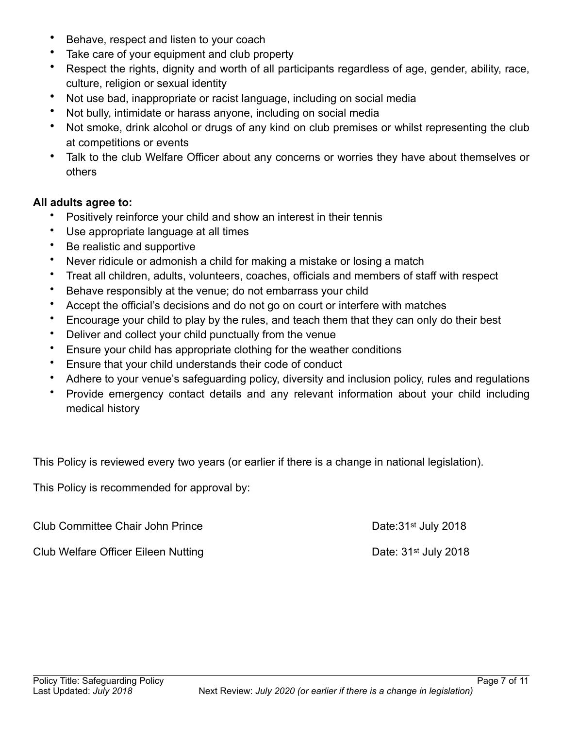- Behave, respect and listen to your coach
- Take care of your equipment and club property
- Respect the rights, dignity and worth of all participants regardless of age, gender, ability, race, culture, religion or sexual identity
- Not use bad, inappropriate or racist language, including on social media
- Not bully, intimidate or harass anyone, including on social media
- Not smoke, drink alcohol or drugs of any kind on club premises or whilst representing the club at competitions or events
- Talk to the club Welfare Officer about any concerns or worries they have about themselves or others

**All adults agree to:**

- Positively reinforce your child and show an interest in their tennis
- Use appropriate language at all times
- Be realistic and supportive
- Never ridicule or admonish a child for making a mistake or losing a match
- Treat all children, adults, volunteers, coaches, officials and members of staff with respect
- Behave responsibly at the venue; do not embarrass your child
- Accept the official's decisions and do not go on court or interfere with matches
- Encourage your child to play by the rules, and teach them that they can only do their best
- Deliver and collect your child punctually from the venue
- Ensure your child has appropriate clothing for the weather conditions
- Ensure that your child understands their code of conduct
- Adhere to your venue's safeguarding policy, diversity and inclusion policy, rules and regulations
- Provide emergency contact details and any relevant information about your child including medical history

This Policy is reviewed every two years (or earlier if there is a change in national legislation).

This Policy is recommended for approval by:

Club Committee Chair John Prince — Date:31st July 2018

Club Welfare Officer Eileen Nutting — Date: 31st July 2018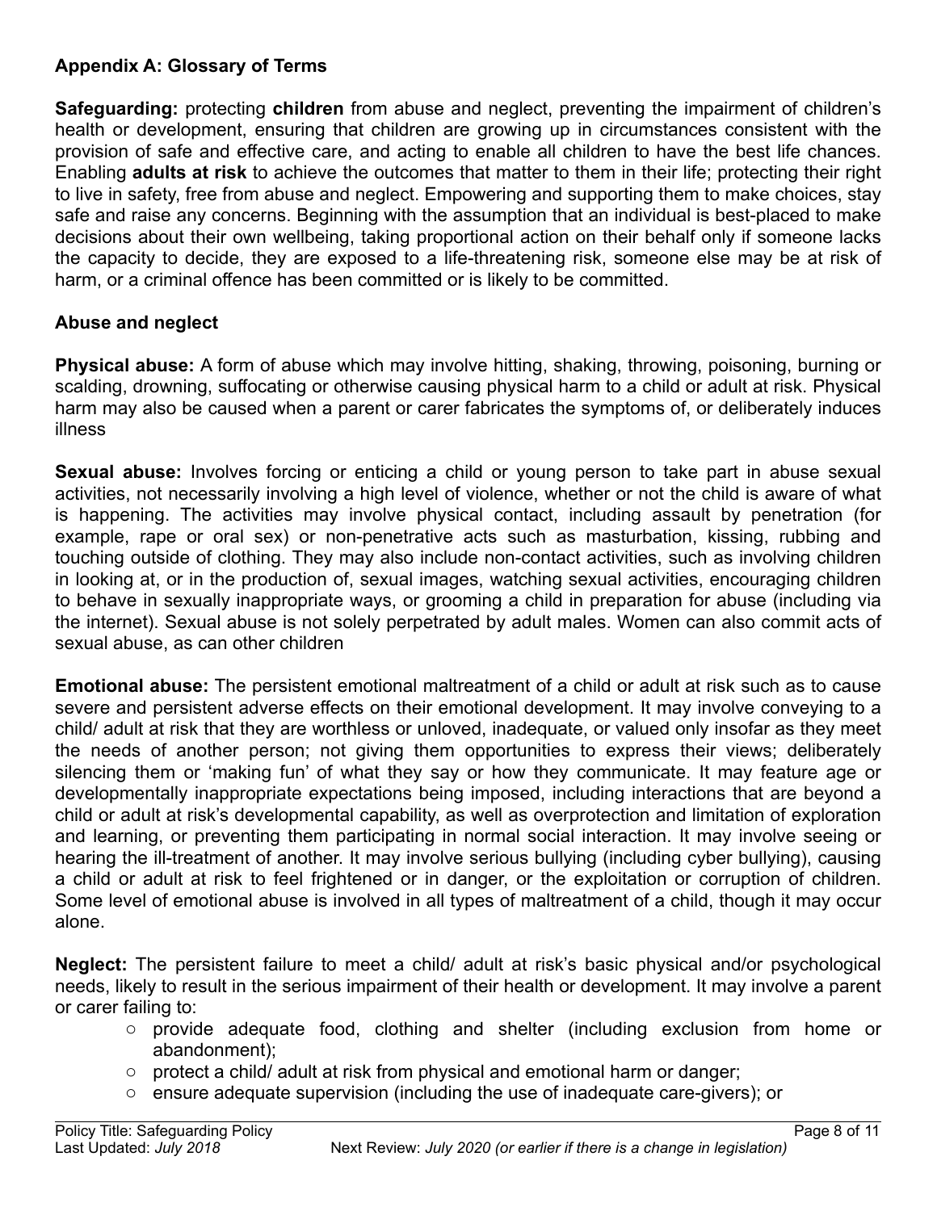**Appendix A: Glossary of Terms**

**Safeguarding:** protecting **children** from abuse and neglect, preventing the impairment of children's health or development, ensuring that children are growing up in circumstances consistent with the provision of safe and effective care, and acting to enable all children to have the best life chances. Enabling **adults at risk** to achieve the outcomes that matter to them in their life; protecting their right to live in safety, free from abuse and neglect. Empowering and supporting them to make choices, stay safe and raise any concerns. Beginning with the assumption that an individual is best-placed to make decisions about their own wellbeing, taking proportional action on their behalf only if someone lacks the capacity to decide, they are exposed to a life-threatening risk, someone else may be at risk of harm, or a criminal offence has been committed or is likely to be committed.

**Abuse and neglect**

**Physical abuse:** A form of abuse which may involve hitting, shaking, throwing, poisoning, burning or scalding, drowning, suffocating or otherwise causing physical harm to a child or adult at risk. Physical harm may also be caused when a parent or carer fabricates the symptoms of, or deliberately induces illness

**Sexual abuse:** Involves forcing or enticing a child or young person to take part in abuse sexual activities, not necessarily involving a high level of violence, whether or not the child is aware of what is happening. The activities may involve physical contact, including assault by penetration (for example, rape or oral sex) or non-penetrative acts such as masturbation, kissing, rubbing and touching outside of clothing. They may also include non-contact activities, such as involving children in looking at, or in the production of, sexual images, watching sexual activities, encouraging children to behave in sexually inappropriate ways, or grooming a child in preparation for abuse (including via the internet). Sexual abuse is not solely perpetrated by adult males. Women can also commit acts of sexual abuse, as can other children

**Emotional abuse:** The persistent emotional maltreatment of a child or adult at risk such as to cause severe and persistent adverse effects on their emotional development. It may involve conveying to a child/ adult at risk that they are worthless or unloved, inadequate, or valued only insofar as they meet the needs of another person; not giving them opportunities to express their views; deliberately silencing them or 'making fun' of what they say or how they communicate. It may feature age or developmentally inappropriate expectations being imposed, including interactions that are beyond a child or adult at risk's developmental capability, as well as overprotection and limitation of exploration and learning, or preventing them participating in normal social interaction. It may involve seeing or hearing the ill-treatment of another. It may involve serious bullying (including cyber bullying), causing a child or adult at risk to feel frightened or in danger, or the exploitation or corruption of children. Some level of emotional abuse is involved in all types of maltreatment of a child, though it may occur alone.

**Neglect:** The persistent failure to meet a child/ adult at risk's basic physical and/or psychological needs, likely to result in the serious impairment of their health or development. It may involve a parent or carer failing to:

- provide adequate food, clothing and shelter (including exclusion from home or abandonment);
- protect a child/ adult at risk from physical and emotional harm or danger;
- ensure adequate supervision (including the use of inadequate care-givers); or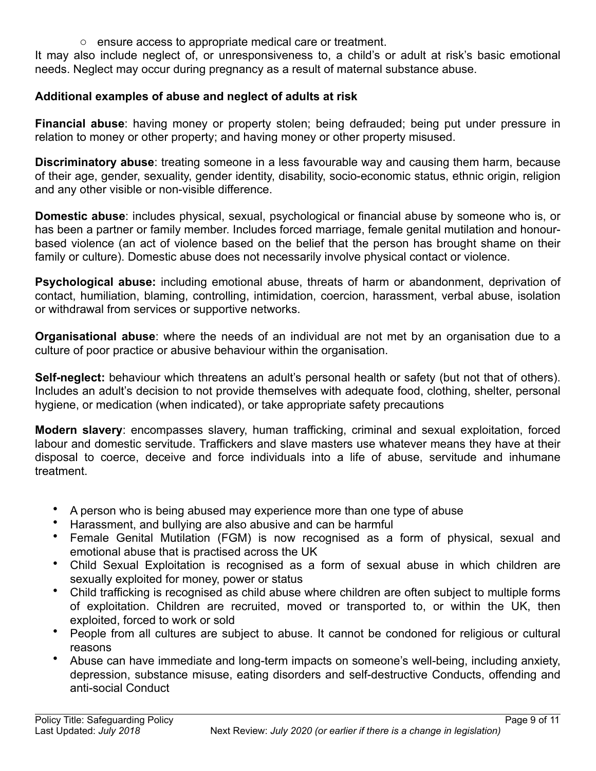- ensure access to appropriate medical care or treatment.

It may also include neglect of, or unresponsiveness to, a child's or adult at risk's basic emotional needs. Neglect may occur during pregnancy as a result of maternal substance abuse.

**Additional examples of abuse and neglect of adults at risk**

**Financial abuse**: having money or property stolen; being defrauded; being put under pressure in relation to money or other property; and having money or other property misused.

**Discriminatory abuse**: treating someone in a less favourable way and causing them harm, because of their age, gender, sexuality, gender identity, disability, socio-economic status, ethnic origin, religion and any other visible or non-visible difference.

**Domestic abuse**: includes physical, sexual, psychological or financial abuse by someone who is, or has been a partner or family member. Includes forced marriage, female genital mutilation and honour-based violence (an act of violence based on the belief that the person has brought shame on their family or culture). Domestic abuse does not necessarily involve physical contact or violence.

**Psychological abuse:** including emotional abuse, threats of harm or abandonment, deprivation of contact, humiliation, blaming, controlling, intimidation, coercion, harassment, verbal abuse, isolation or withdrawal from services or supportive networks.

**Organisational abuse**: where the needs of an individual are not met by an organisation due to a culture of poor practice or abusive behaviour within the organisation.

**Self-neglect:** behaviour which threatens an adult's personal health or safety (but not that of others). Includes an adult's decision to not provide themselves with adequate food, clothing, shelter, personal hygiene, or medication (when indicated), or take appropriate safety precautions

**Modern slavery**: encompasses slavery, human trafficking, criminal and sexual exploitation, forced labour and domestic servitude. Traffickers and slave masters use whatever means they have at their disposal to coerce, deceive and force individuals into a life of abuse, servitude and inhumane treatment.

- A person who is being abused may experience more than one type of abuse
- Harassment, and bullying are also abusive and can be harmful
- Female Genital Mutilation (FGM) is now recognised as a form of physical, sexual and emotional abuse that is practised across the UK
- Child Sexual Exploitation is recognised as a form of sexual abuse in which children are sexually exploited for money, power or status
- Child trafficking is recognised as child abuse where children are often subject to multiple forms of exploitation. Children are recruited, moved or transported to, or within the UK, then exploited, forced to work or sold
- People from all cultures are subject to abuse. It cannot be condoned for religious or cultural reasons
- Abuse can have immediate and long-term impacts on someone's well-being, including anxiety, depression, substance misuse, eating disorders and self-destructive Conducts, offending and anti-social Conduct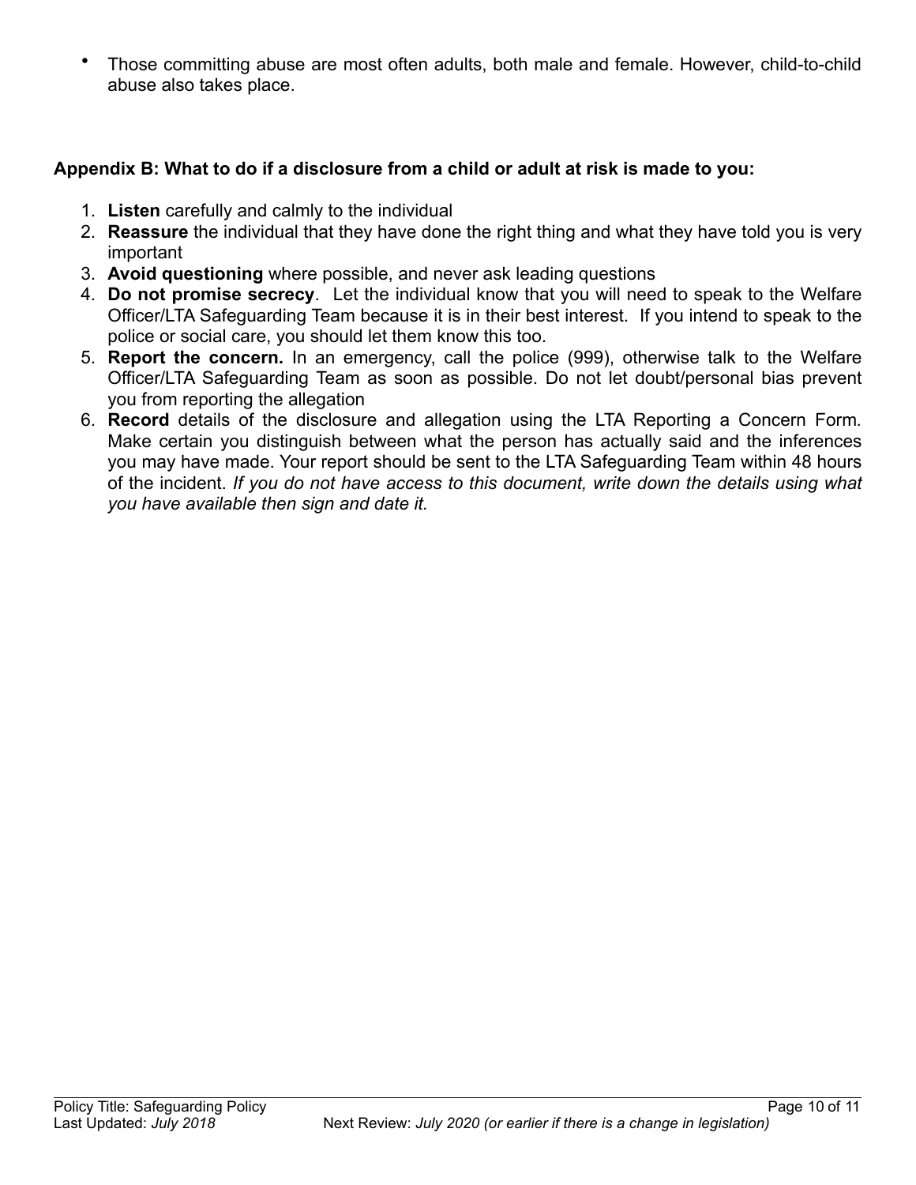- Those committing abuse are most often adults, both male and female. However, child-to-child abuse also takes place.

**Appendix B: What to do if a disclosure from a child or adult at risk is made to you:**

1. **Listen** carefully and calmly to the individual
2. **Reassure** the individual that they have done the right thing and what they have told you is very important
3. **Avoid questioning** where possible, and never ask leading questions
4. **Do not promise secrecy**. Let the individual know that you will need to speak to the Welfare Officer/LTA Safeguarding Team because it is in their best interest. If you intend to speak to the police or social care, you should let them know this too.
5. **Report the concern.** In an emergency, call the police (999), otherwise talk to the Welfare Officer/LTA Safeguarding Team as soon as possible. Do not let doubt/personal bias prevent you from reporting the allegation
6. **Record** details of the disclosure and allegation using the LTA Reporting a Concern Form. Make certain you distinguish between what the person has actually said and the inferences you may have made. Your report should be sent to the LTA Safeguarding Team within 48 hours of the incident. *If you do not have access to this document, write down the details using what you have available then sign and date it.*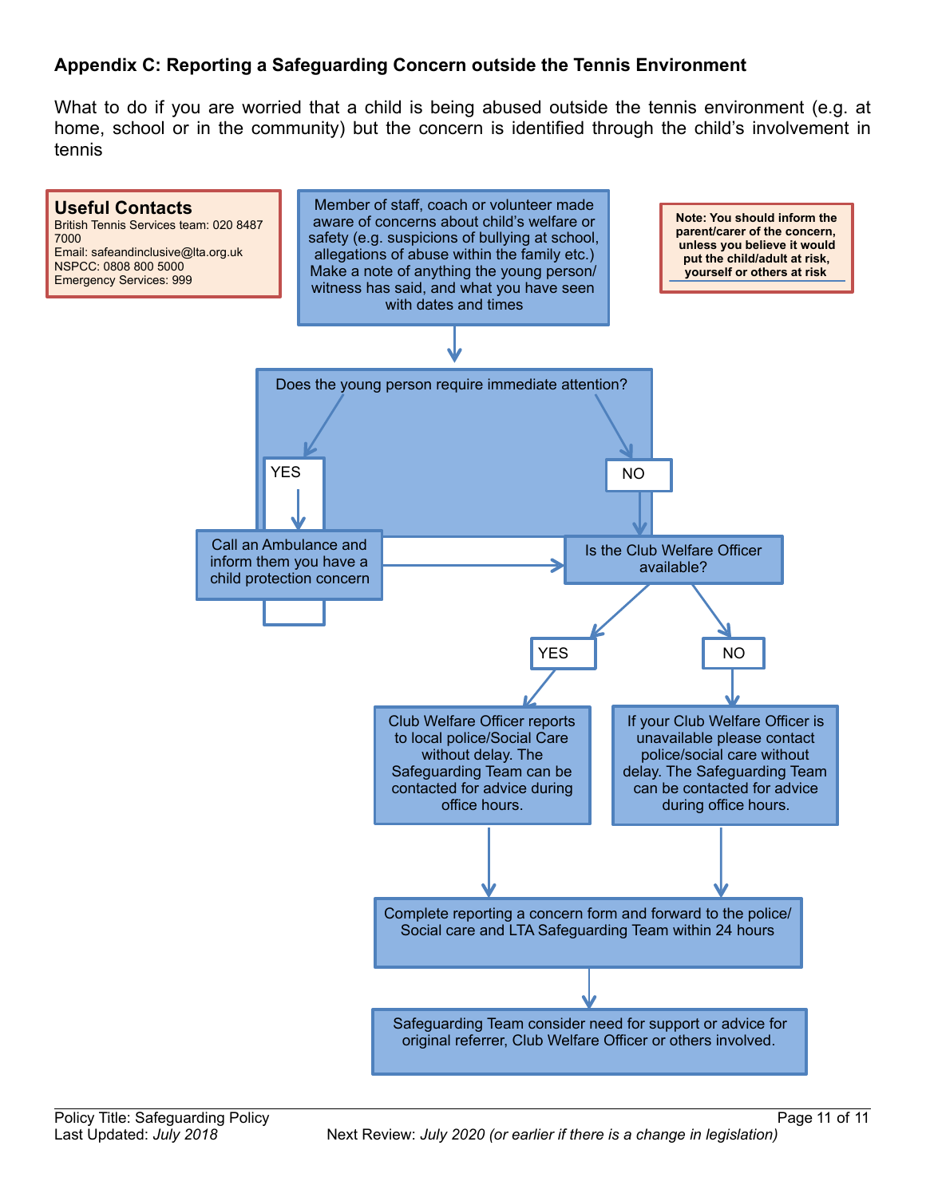**Appendix C: Reporting a Safeguarding Concern outside the Tennis Environment**

What to do if you are worried that a child is being abused outside the tennis environment (e.g. at home, school or in the community) but the concern is identified through the child's involvement in tennis

**Useful Contacts**
British Tennis Services team: 020 8487 7000
Email: safeandinclusive@lta.org.uk
NSPCC: 0808 800 5000
Emergency Services: 999

Member of staff, coach or volunteer made aware of concerns about child's welfare or safety (e.g. suspicions of bullying at school, allegations of abuse within the family etc.) Make a note of anything the young person/ witness has said, and what you have seen with dates and times

**Note: You should inform the parent/carer of the concern, unless you believe it would put the child/adult at risk, yourself or others at risk**

Does the young person require immediate attention?

YES

Call an Ambulance and inform them you have a child protection concern

NO

Is the Club Welfare Officer available?

YES

Club Welfare Officer reports to local police/Social Care without delay. The Safeguarding Team can be contacted for advice during office hours.

NO

If your Club Welfare Officer is unavailable please contact police/social care without delay. The Safeguarding Team can be contacted for advice during office hours.

Complete reporting a concern form and forward to the police/ Social care and LTA Safeguarding Team within 24 hours

Safeguarding Team consider need for support or advice for original referrer, Club Welfare Officer or others involved.

Policy Title: Safeguarding Policy
Last Updated: *July 2018*
Next Review: *July 2020 (or earlier if there is a change in legislation)*